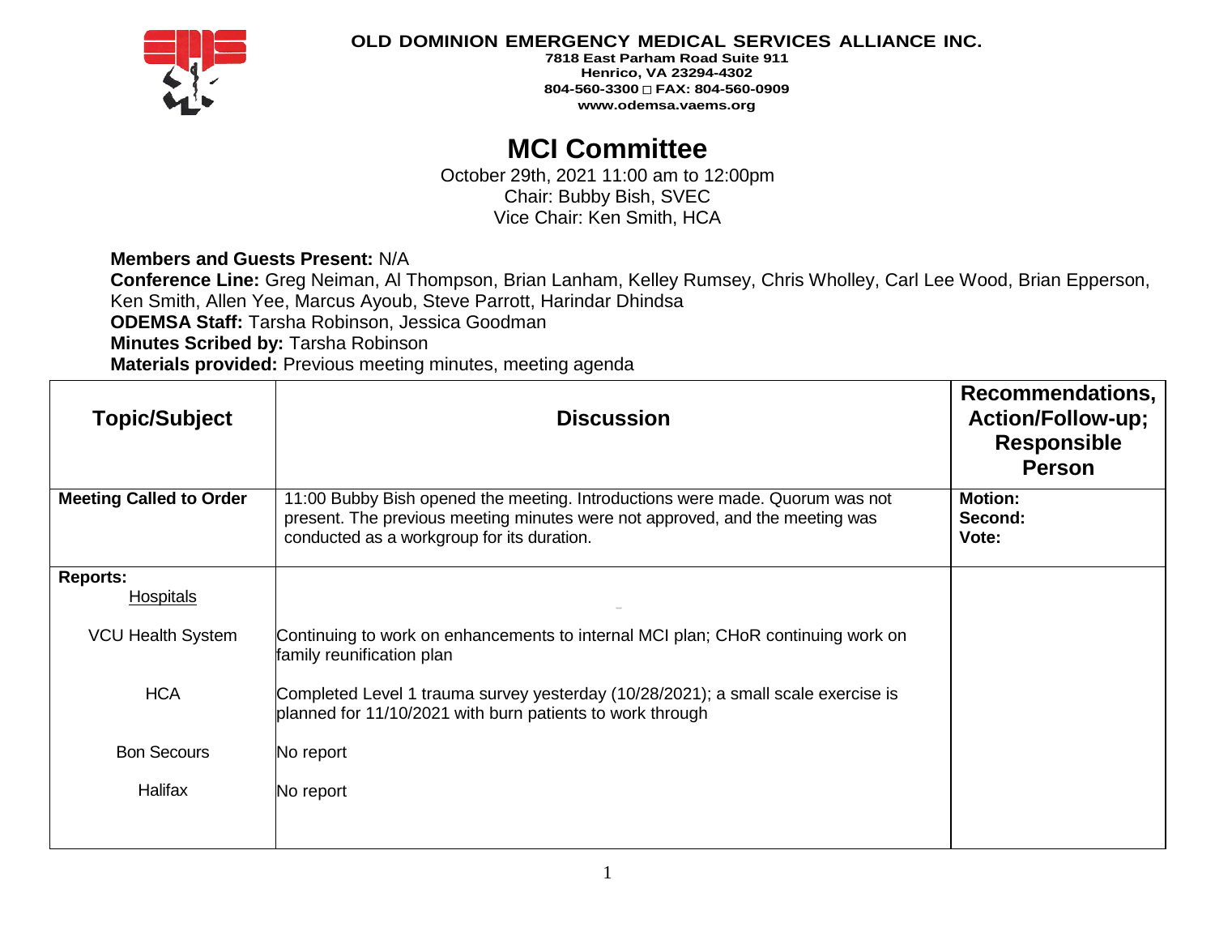**OLD DOMINION EMERGENCY MEDICAL SERVICES ALLIANCE INC.**
**7818 East Parham Road Suite 911**
**Henrico, VA 23294-4302**
**804-560-3300 □ FAX: 804-560-0909**
**www.odemsa.vaems.org**

# MCI Committee

October 29th, 2021 11:00 am to 12:00pm
Chair: Bubby Bish, SVEC
Vice Chair: Ken Smith, HCA

**Members and Guests Present:** N/A
**Conference Line:** Greg Neiman, Al Thompson, Brian Lanham, Kelley Rumsey, Chris Wholley, Carl Lee Wood, Brian Epperson, Ken Smith, Allen Yee, Marcus Ayoub, Steve Parrott, Harindar Dhindsa
**ODEMSA Staff:** Tarsha Robinson, Jessica Goodman
**Minutes Scribed by:** Tarsha Robinson
**Materials provided:** Previous meeting minutes, meeting agenda

| Topic/Subject | Discussion | Recommendations, Action/Follow-up; Responsible Person |
|---|---|---|
| **Meeting Called to Order** | 11:00 Bubby Bish opened the meeting. Introductions were made. Quorum was not present. The previous meeting minutes were not approved, and the meeting was conducted as a workgroup for its duration. | **Motion:**<br>**Second:**<br>**Vote:** |
| **Reports:**<br>Hospitals | | |
| VCU Health System | Continuing to work on enhancements to internal MCI plan; CHoR continuing work on family reunification plan | |
| HCA | Completed Level 1 trauma survey yesterday (10/28/2021); a small scale exercise is planned for 11/10/2021 with burn patients to work through | |
| Bon Secours | No report | |
| Halifax | No report | |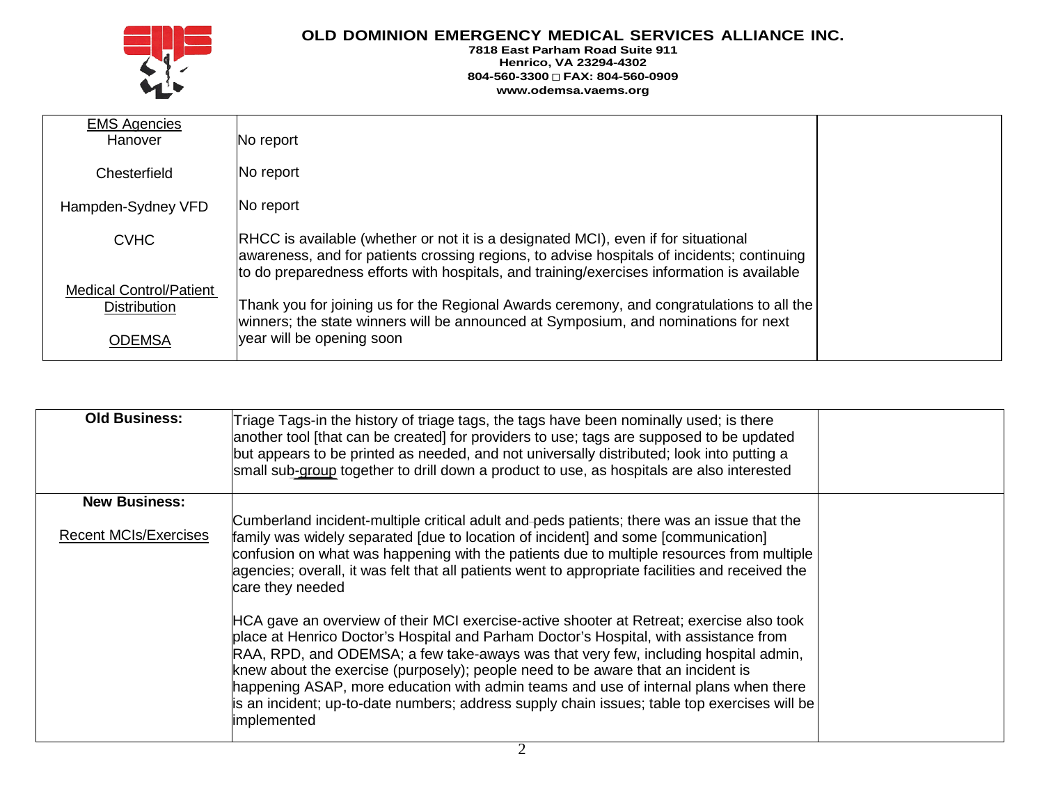**OLD DOMINION EMERGENCY MEDICAL SERVICES ALLIANCE INC.**
**7818 East Parham Road Suite 911**
**Henrico, VA 23294-4302**
**804-560-3300 □ FAX: 804-560-0909**
**www.odemsa.vaems.org**

| | | |
|---|---|---|
| EMS Agencies<br>Hanover | No report | |
| Chesterfield | No report | |
| Hampden-Sydney VFD | No report | |
| CVHC | RHCC is available (whether or not it is a designated MCI), even if for situational awareness, and for patients crossing regions, to advise hospitals of incidents; continuing to do preparedness efforts with hospitals, and training/exercises information is available | |
| Medical Control/Patient Distribution | | |
| ODEMSA | Thank you for joining us for the Regional Awards ceremony, and congratulations to all the winners; the state winners will be announced at Symposium, and nominations for next year will be opening soon | |

| | | |
|---|---|---|
| **Old Business:** | Triage Tags-in the history of triage tags, the tags have been nominally used; is there another tool [that can be created] for providers to use; tags are supposed to be updated but appears to be printed as needed, and not universally distributed; look into putting a small sub-group together to drill down a product to use, as hospitals are also interested | |
| **New Business:**<br><br>Recent MCIs/Exercises | Cumberland incident-multiple critical adult and peds patients; there was an issue that the family was widely separated [due to location of incident] and some [communication] confusion on what was happening with the patients due to multiple resources from multiple agencies; overall, it was felt that all patients went to appropriate facilities and received the care they needed<br><br>HCA gave an overview of their MCI exercise-active shooter at Retreat; exercise also took place at Henrico Doctor's Hospital and Parham Doctor's Hospital, with assistance from RAA, RPD, and ODEMSA; a few take-aways was that very few, including hospital admin, knew about the exercise (purposely); people need to be aware that an incident is happening ASAP, more education with admin teams and use of internal plans when there is an incident; up-to-date numbers; address supply chain issues; table top exercises will be implemented | |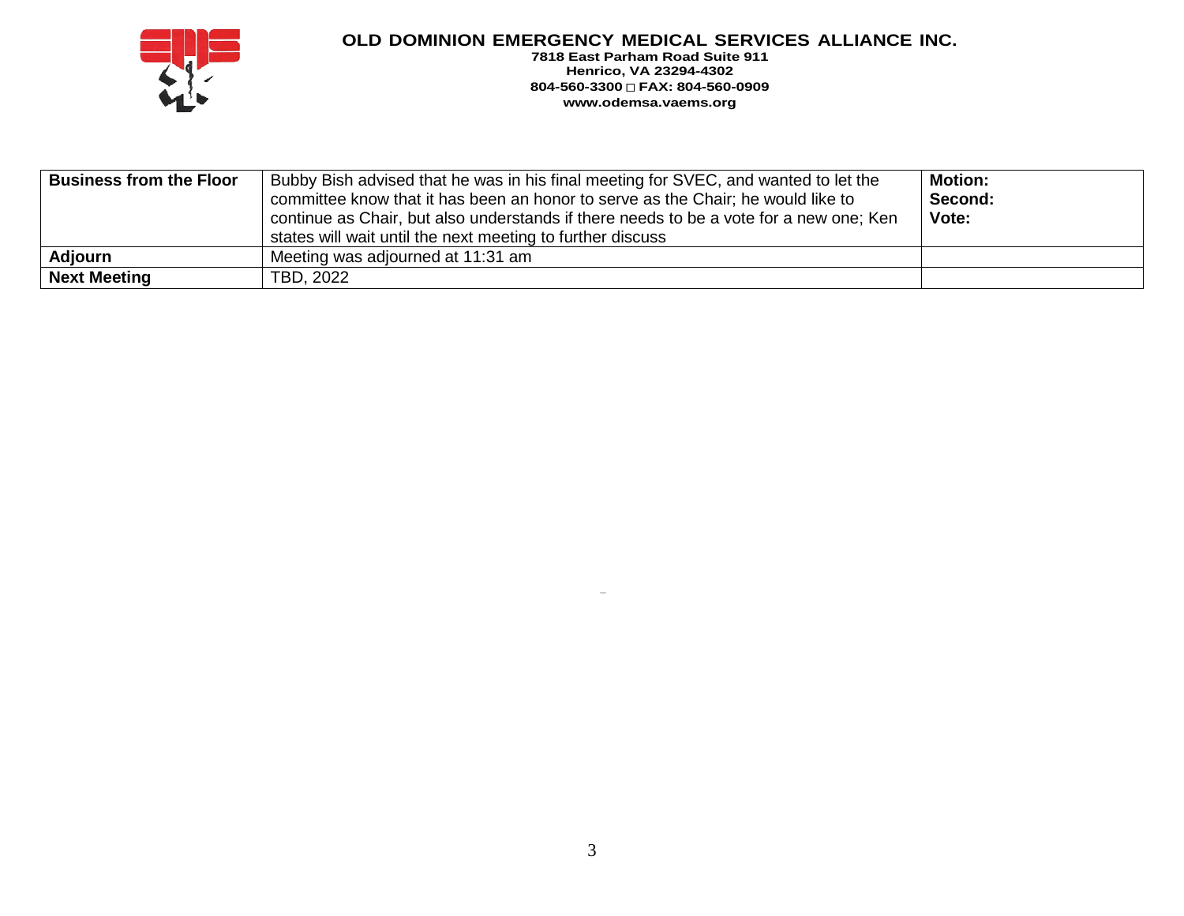| Business from the Floor | Bubby Bish advised that he was in his final meeting for SVEC, and wanted to let the committee know that it has been an honor to serve as the Chair; he would like to continue as Chair, but also understands if there needs to be a vote for a new one; Ken states will wait until the next meeting to further discuss | **Motion:**<br>**Second:**<br>**Vote:** |
|---|---|---|
| **Adjourn** | Meeting was adjourned at 11:31 am | |
| **Next Meeting** | TBD, 2022 | |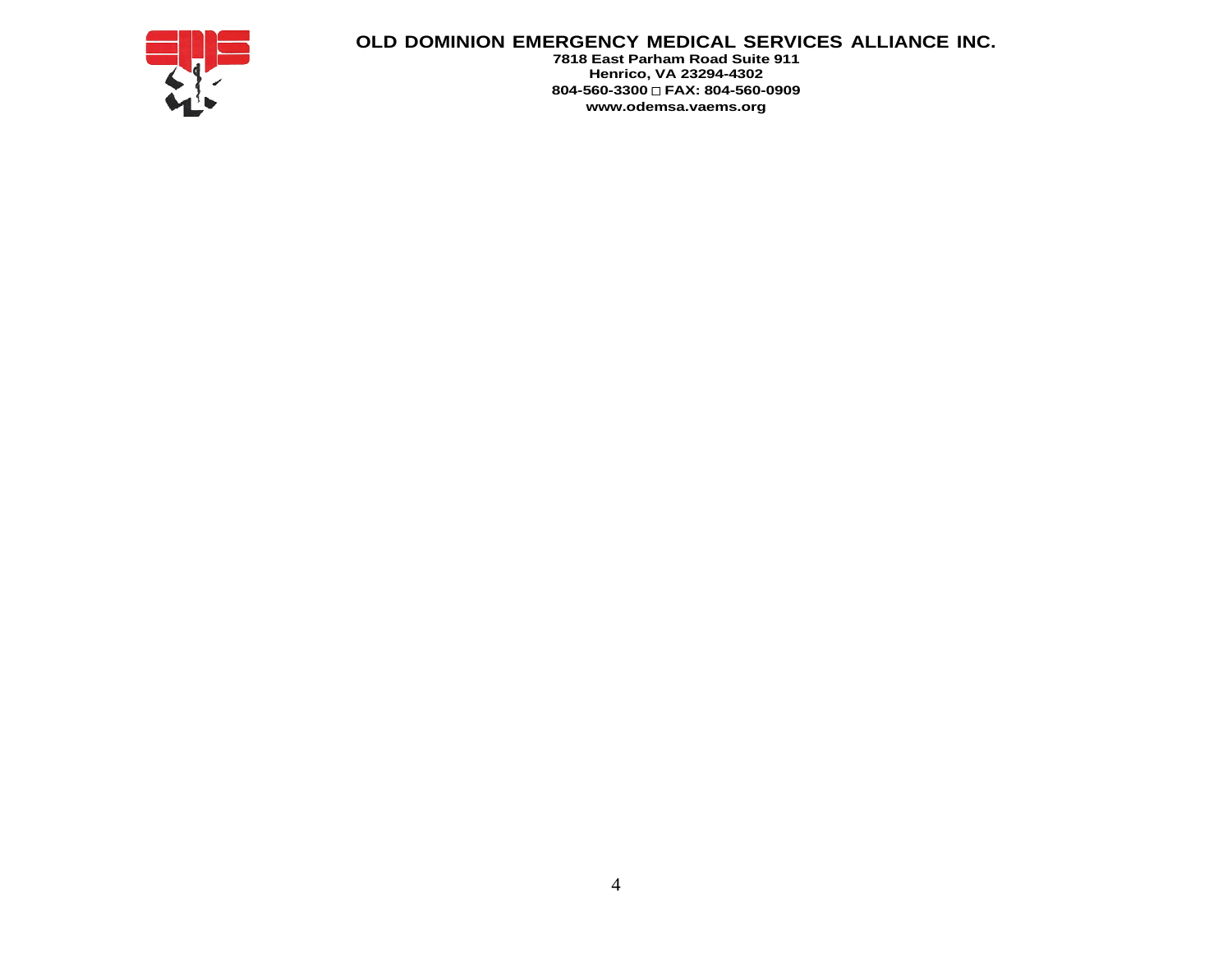**OLD DOMINION EMERGENCY MEDICAL SERVICES ALLIANCE INC.**

**7818 East Parham Road Suite 911**
**Henrico, VA 23294-4302**
**804-560-3300 □ FAX: 804-560-0909**
**www.odemsa.vaems.org**